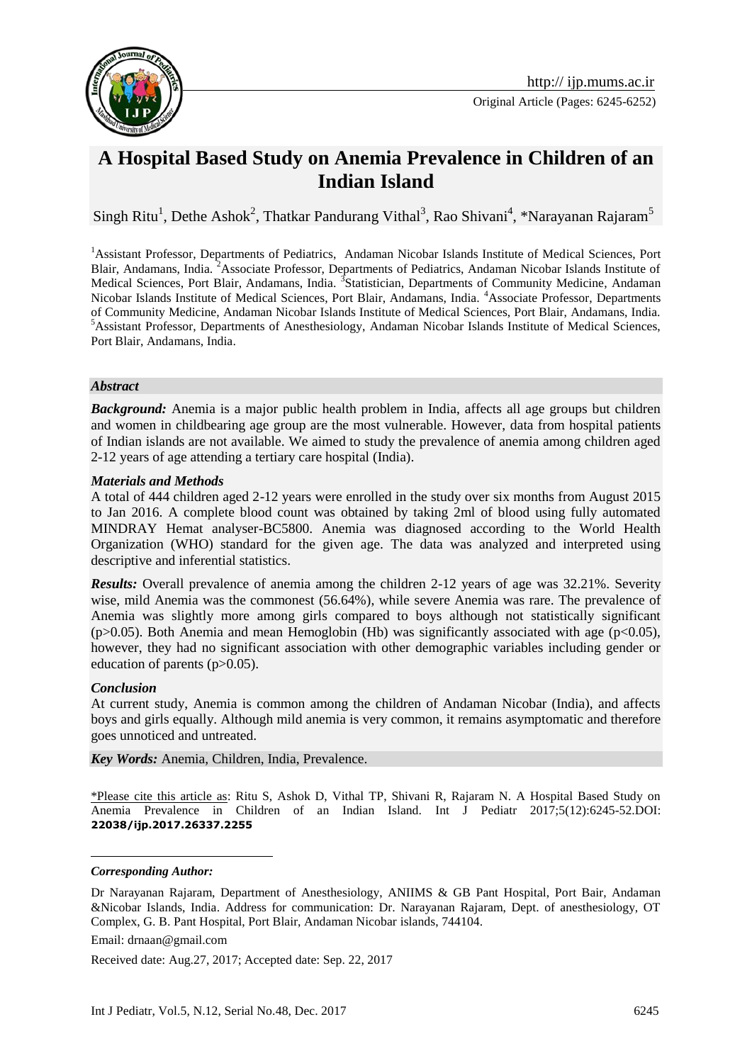Original Article (Pages: 6245-6252)

# A Hospital Based Study on Anemia Prevalence in Children of an Indian Island

Singh Ritu[1], Dethe Ashok[2], Thatkar Pandurang Vithal[3], Rao Shivani[4], *Narayanan Rajaram[5]

[1]Assistant Professor, Departments of Pediatrics, Andaman Nicobar Islands Institute of Medical Sciences, Port Blair, Andamans, India. [2]Associate Professor, Departments of Pediatrics, Andaman Nicobar Islands Institute of Medical Sciences, Port Blair, Andamans, India. [3]Statistician, Departments of Community Medicine, Andaman Nicobar Islands Institute of Medical Sciences, Port Blair, Andamans, India. [4]Associate Professor, Departments of Community Medicine, Andaman Nicobar Islands Institute of Medical Sciences, Port Blair, Andamans, India. [5]Assistant Professor, Departments of Anesthesiology, Andaman Nicobar Islands Institute of Medical Sciences, Port Blair, Andamans, India.

### *Abstract*

***Background:*** Anemia is a major public health problem in India, affects all age groups but children and women in childbearing age group are the most vulnerable. However, data from hospital patients of Indian islands are not available. We aimed to study the prevalence of anemia among children aged 2-12 years of age attending a tertiary care hospital (India).

***Materials and Methods***

A total of 444 children aged 2-12 years were enrolled in the study over six months from August 2015 to Jan 2016. A complete blood count was obtained by taking 2ml of blood using fully automated MINDRAY Hemat analyser-BC5800. Anemia was diagnosed according to the World Health Organization (WHO) standard for the given age. The data was analyzed and interpreted using descriptive and inferential statistics.

***Results:*** Overall prevalence of anemia among the children 2-12 years of age was 32.21%. Severity wise, mild Anemia was the commonest (56.64%), while severe Anemia was rare. The prevalence of Anemia was slightly more among girls compared to boys although not statistically significant ($p>0.05$). Both Anemia and mean Hemoglobin (Hb) was significantly associated with age ($p<0.05$), however, they had no significant association with other demographic variables including gender or education of parents ($p>0.05$).

***Conclusion***

At current study, Anemia is common among the children of Andaman Nicobar (India), and affects boys and girls equally. Although mild anemia is very common, it remains asymptomatic and therefore goes unnoticed and untreated.

***Key Words:*** Anemia, Children, India, Prevalence.

*Please cite this article as: Ritu S, Ashok D, Vithal TP, Shivani R, Rajaram N. A Hospital Based Study on Anemia Prevalence in Children of an Indian Island. Int J Pediatr 2017;5(12):6245-52.DOI: **22038/ijp.2017.26337.2255**

***Corresponding Author:***

Dr Narayanan Rajaram, Department of Anesthesiology, ANIIMS & GB Pant Hospital, Port Bair, Andaman &Nicobar Islands, India. Address for communication: Dr. Narayanan Rajaram, Dept. of anesthesiology, OT Complex, G. B. Pant Hospital, Port Blair, Andaman Nicobar islands, 744104.

Email: drnaan@gmail.com

Received date: Aug.27, 2017; Accepted date: Sep. 22, 2017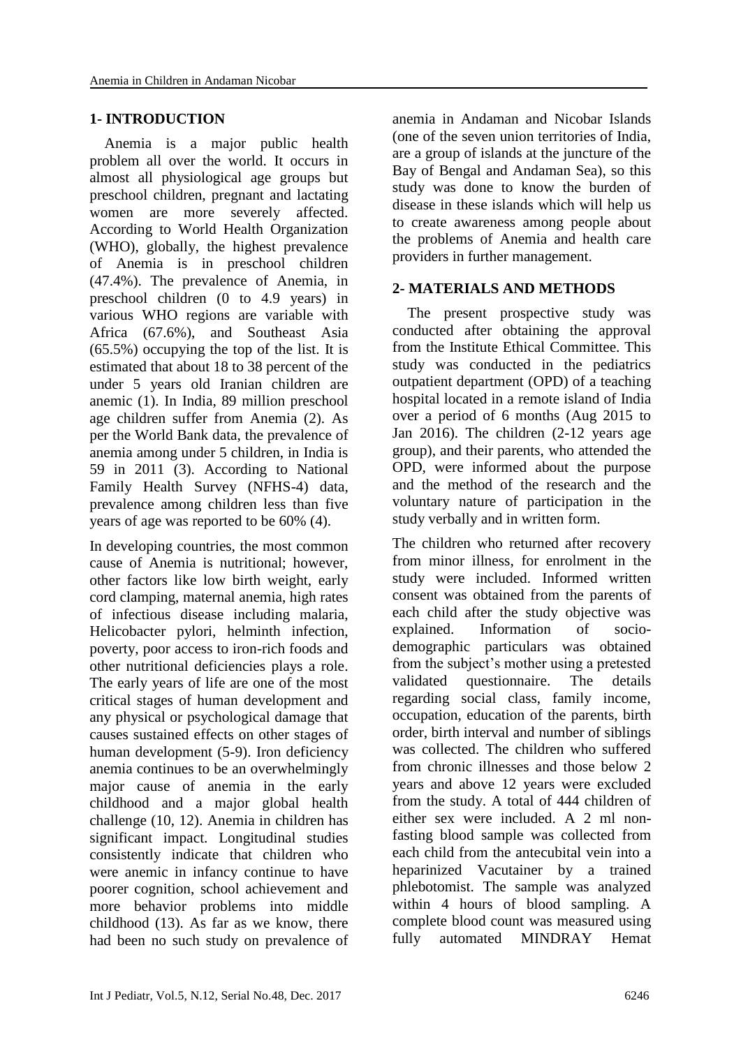## 1- INTRODUCTION

Anemia is a major public health problem all over the world. It occurs in almost all physiological age groups but preschool children, pregnant and lactating women are more severely affected. According to World Health Organization (WHO), globally, the highest prevalence of Anemia is in preschool children (47.4%). The prevalence of Anemia, in preschool children (0 to 4.9 years) in various WHO regions are variable with Africa (67.6%), and Southeast Asia (65.5%) occupying the top of the list. It is estimated that about 18 to 38 percent of the under 5 years old Iranian children are anemic (1). In India, 89 million preschool age children suffer from Anemia (2). As per the World Bank data, the prevalence of anemia among under 5 children, in India is 59 in 2011 (3). According to National Family Health Survey (NFHS-4) data, prevalence among children less than five years of age was reported to be 60% (4).

In developing countries, the most common cause of Anemia is nutritional; however, other factors like low birth weight, early cord clamping, maternal anemia, high rates of infectious disease including malaria, Helicobacter pylori, helminth infection, poverty, poor access to iron-rich foods and other nutritional deficiencies plays a role. The early years of life are one of the most critical stages of human development and any physical or psychological damage that causes sustained effects on other stages of human development (5-9). Iron deficiency anemia continues to be an overwhelmingly major cause of anemia in the early childhood and a major global health challenge (10, 12). Anemia in children has significant impact. Longitudinal studies consistently indicate that children who were anemic in infancy continue to have poorer cognition, school achievement and more behavior problems into middle childhood (13). As far as we know, there had been no such study on prevalence of anemia in Andaman and Nicobar Islands (one of the seven union territories of India, are a group of islands at the juncture of the Bay of Bengal and Andaman Sea), so this study was done to know the burden of disease in these islands which will help us to create awareness among people about the problems of Anemia and health care providers in further management.

## 2- MATERIALS AND METHODS

The present prospective study was conducted after obtaining the approval from the Institute Ethical Committee. This study was conducted in the pediatrics outpatient department (OPD) of a teaching hospital located in a remote island of India over a period of 6 months (Aug 2015 to Jan 2016). The children (2-12 years age group), and their parents, who attended the OPD, were informed about the purpose and the method of the research and the voluntary nature of participation in the study verbally and in written form.

The children who returned after recovery from minor illness, for enrolment in the study were included. Informed written consent was obtained from the parents of each child after the study objective was explained. Information of socio-demographic particulars was obtained from the subject's mother using a pretested validated questionnaire. The details regarding social class, family income, occupation, education of the parents, birth order, birth interval and number of siblings was collected. The children who suffered from chronic illnesses and those below 2 years and above 12 years were excluded from the study. A total of 444 children of either sex were included. A 2 ml non-fasting blood sample was collected from each child from the antecubital vein into a heparinized Vacutainer by a trained phlebotomist. The sample was analyzed within 4 hours of blood sampling. A complete blood count was measured using fully automated MINDRAY Hemat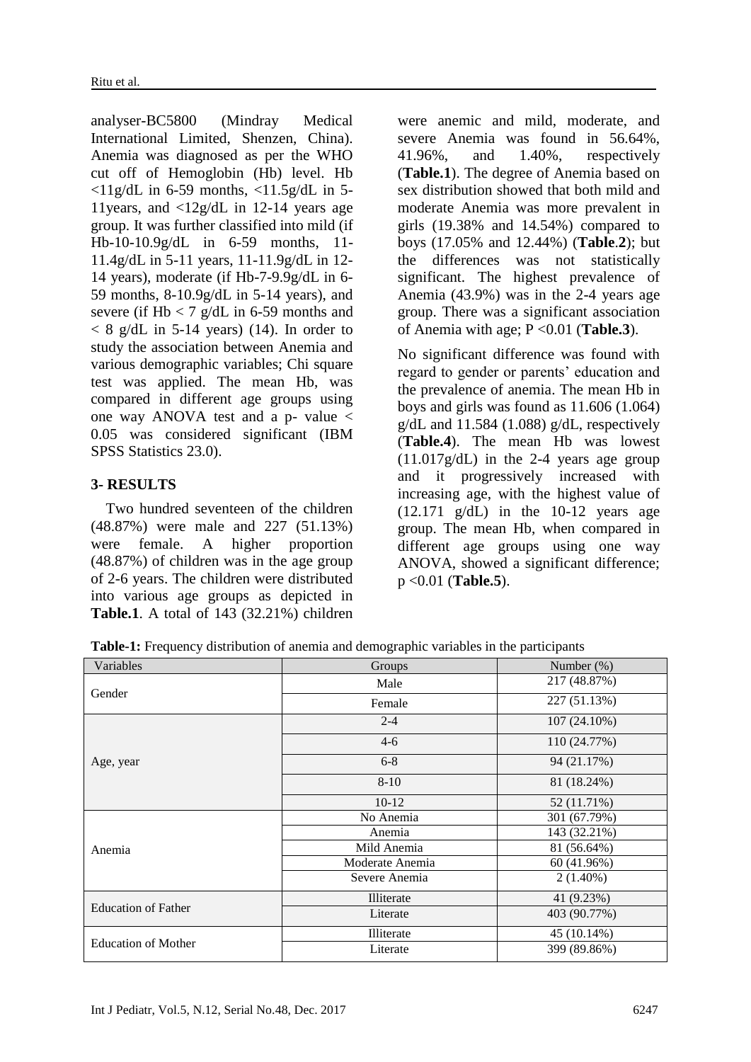analyser-BC5800 (Mindray Medical International Limited, Shenzen, China). Anemia was diagnosed as per the WHO cut off of Hemoglobin (Hb) level. Hb <11g/dL in 6-59 months, <11.5g/dL in 5-11years, and <12g/dL in 12-14 years age group. It was further classified into mild (if Hb-10-10.9g/dL in 6-59 months, 11-11.4g/dL in 5-11 years, 11-11.9g/dL in 12-14 years), moderate (if Hb-7-9.9g/dL in 6-59 months, 8-10.9g/dL in 5-14 years), and severe (if Hb < 7 g/dL in 6-59 months and < 8 g/dL in 5-14 years) (14). In order to study the association between Anemia and various demographic variables; Chi square test was applied. The mean Hb, was compared in different age groups using one way ANOVA test and a p- value < 0.05 was considered significant (IBM SPSS Statistics 23.0).

## 3- RESULTS

Two hundred seventeen of the children (48.87%) were male and 227 (51.13%) were female. A higher proportion (48.87%) of children was in the age group of 2-6 years. The children were distributed into various age groups as depicted in **Table.1**. A total of 143 (32.21%) children were anemic and mild, moderate, and severe Anemia was found in 56.64%, 41.96%, and 1.40%, respectively (**Table.1**). The degree of Anemia based on sex distribution showed that both mild and moderate Anemia was more prevalent in girls (19.38% and 14.54%) compared to boys (17.05% and 12.44%) (**Table.2**); but the differences was not statistically significant. The highest prevalence of Anemia (43.9%) was in the 2-4 years age group. There was a significant association of Anemia with age; P <0.01 (**Table.3**).

No significant difference was found with regard to gender or parents' education and the prevalence of anemia. The mean Hb in boys and girls was found as 11.606 (1.064) g/dL and 11.584 (1.088) g/dL, respectively (**Table.4**). The mean Hb was lowest (11.017g/dL) in the 2-4 years age group and it progressively increased with increasing age, with the highest value of (12.171 g/dL) in the 10-12 years age group. The mean Hb, when compared in different age groups using one way ANOVA, showed a significant difference; p <0.01 (**Table.5**).

**Table-1:** Frequency distribution of anemia and demographic variables in the participants

| Variables | Groups | Number (%) |
|---|---|---|
| Gender | Male | 217 (48.87%) |
| | Female | 227 (51.13%) |
| Age, year | 2-4 | 107 (24.10%) |
| | 4-6 | 110 (24.77%) |
| | 6-8 | 94 (21.17%) |
| | 8-10 | 81 (18.24%) |
| | 10-12 | 52 (11.71%) |
| Anemia | No Anemia | 301 (67.79%) |
| | Anemia | 143 (32.21%) |
| | Mild Anemia | 81 (56.64%) |
| | Moderate Anemia | 60 (41.96%) |
| | Severe Anemia | 2 (1.40%) |
| Education of Father | Illiterate | 41 (9.23%) |
| | Literate | 403 (90.77%) |
| Education of Mother | Illiterate | 45 (10.14%) |
| | Literate | 399 (89.86%) |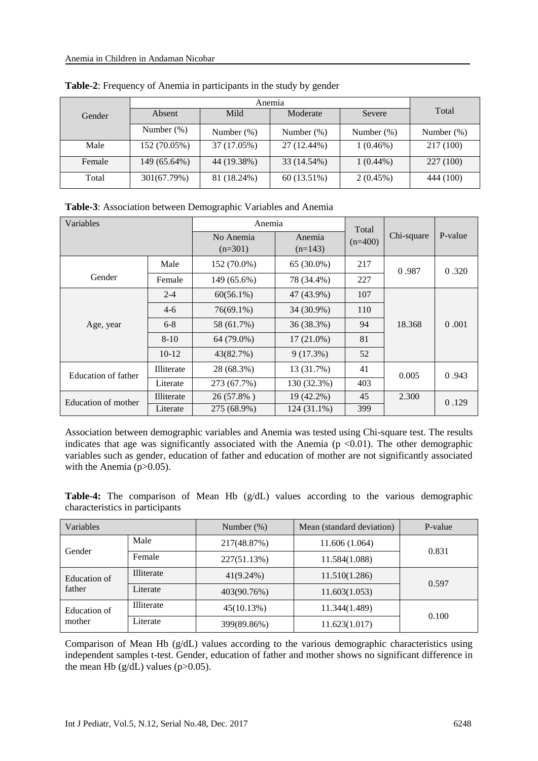**Table-2**: Frequency of Anemia in participants in the study by gender

| Gender | Anemia | | | | Total |
|---|---|---|---|---|---|
| | Absent | Mild | Moderate | Severe | |
| | Number (%) | Number (%) | Number (%) | Number (%) | Number (%) |
| Male | 152 (70.05%) | 37 (17.05%) | 27 (12.44%) | 1 (0.46%) | 217 (100) |
| Female | 149 (65.64%) | 44 (19.38%) | 33 (14.54%) | 1 (0.44%) | 227 (100) |
| Total | 301(67.79%) | 81 (18.24%) | 60 (13.51%) | 2 (0.45%) | 444 (100) |

**Table-3**: Association between Demographic Variables and Anemia

| Variables | | Anemia | | Total (n=400) | Chi-square | P-value |
|---|---|---|---|---|---|---|
| | | No Anemia (n=301) | Anemia (n=143) | | | |
| Gender | Male | 152 (70.0%) | 65 (30.0%) | 217 | 0 .987 | 0 .320 |
| | Female | 149 (65.6%) | 78 (34.4%) | 227 | | |
| Age, year | 2-4 | 60(56.1%) | 47 (43.9%) | 107 | 18.368 | 0 .001 |
| | 4-6 | 76(69.1%) | 34 (30.9%) | 110 | | |
| | 6-8 | 58 (61.7%) | 36 (38.3%) | 94 | | |
| | 8-10 | 64 (79.0%) | 17 (21.0%) | 81 | | |
| | 10-12 | 43(82.7%) | 9 (17.3%) | 52 | | |
| Education of father | Illiterate | 28 (68.3%) | 13 (31.7%) | 41 | 0.005 | 0 .943 |
| | Literate | 273 (67.7%) | 130 (32.3%) | 403 | | |
| Education of mother | Illiterate | 26 (57.8% ) | 19 (42.2%) | 45 | 2.300 | 0 .129 |
| | Literate | 275 (68.9%) | 124 (31.1%) | 399 | | |

Association between demographic variables and Anemia was tested using Chi-square test. The results indicates that age was significantly associated with the Anemia ($p < 0.01$). The other demographic variables such as gender, education of father and education of mother are not significantly associated with the Anemia ($p > 0.05$).

**Table-4:** The comparison of Mean Hb (g/dL) values according to the various demographic characteristics in participants

| Variables | | Number (%) | Mean (standard deviation) | P-value |
|---|---|---|---|---|
| Gender | Male | 217(48.87%) | 11.606 (1.064) | 0.831 |
| | Female | 227(51.13%) | 11.584(1.088) | |
| Education of father | Illiterate | 41(9.24%) | 11.510(1.286) | 0.597 |
| | Literate | 403(90.76%) | 11.603(1.053) | |
| Education of mother | Illiterate | 45(10.13%) | 11.344(1.489) | 0.100 |
| | Literate | 399(89.86%) | 11.623(1.017) | |

Comparison of Mean Hb (g/dL) values according to the various demographic characteristics using independent samples t-test. Gender, education of father and mother shows no significant difference in the mean Hb (g/dL) values ($p > 0.05$).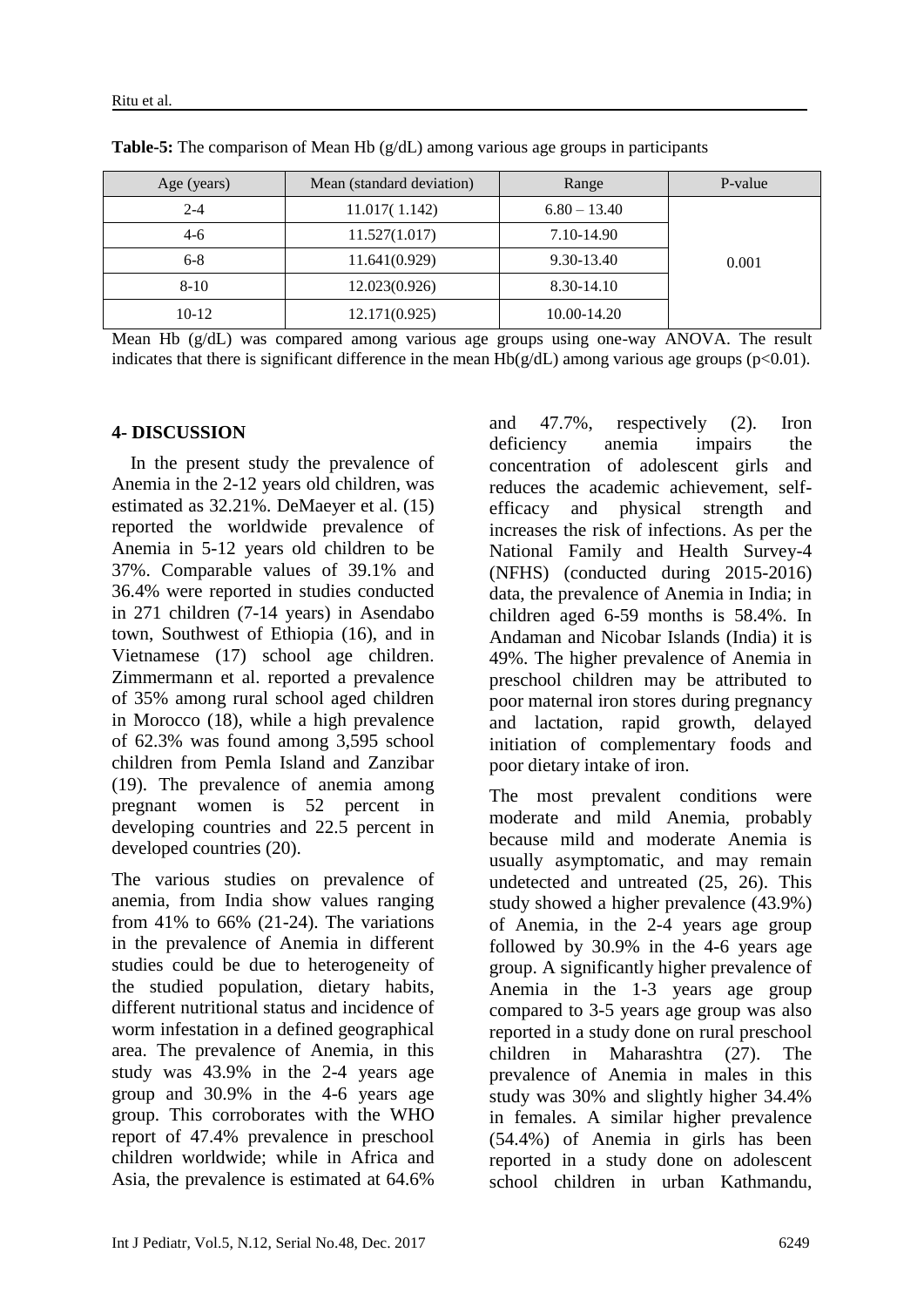**Table-5:** The comparison of Mean Hb (g/dL) among various age groups in participants

| Age (years) | Mean (standard deviation) | Range | P-value |
|---|---|---|---|
| 2-4 | 11.017( 1.142) | 6.80 – 13.40 | 0.001 |
| 4-6 | 11.527(1.017) | 7.10-14.90 | |
| 6-8 | 11.641(0.929) | 9.30-13.40 | |
| 8-10 | 12.023(0.926) | 8.30-14.10 | |
| 10-12 | 12.171(0.925) | 10.00-14.20 | |

Mean Hb (g/dL) was compared among various age groups using one-way ANOVA. The result indicates that there is significant difference in the mean Hb(g/dL) among various age groups ($p<0.01$).

## 4- DISCUSSION

In the present study the prevalence of Anemia in the 2-12 years old children, was estimated as 32.21%. DeMaeyer et al. (15) reported the worldwide prevalence of Anemia in 5-12 years old children to be 37%. Comparable values of 39.1% and 36.4% were reported in studies conducted in 271 children (7-14 years) in Asendabo town, Southwest of Ethiopia (16), and in Vietnamese (17) school age children. Zimmermann et al. reported a prevalence of 35% among rural school aged children in Morocco (18), while a high prevalence of 62.3% was found among 3,595 school children from Pemla Island and Zanzibar (19). The prevalence of anemia among pregnant women is 52 percent in developing countries and 22.5 percent in developed countries (20).

The various studies on prevalence of anemia, from India show values ranging from 41% to 66% (21-24). The variations in the prevalence of Anemia in different studies could be due to heterogeneity of the studied population, dietary habits, different nutritional status and incidence of worm infestation in a defined geographical area. The prevalence of Anemia, in this study was 43.9% in the 2-4 years age group and 30.9% in the 4-6 years age group. This corroborates with the WHO report of 47.4% prevalence in preschool children worldwide; while in Africa and Asia, the prevalence is estimated at 64.6% and 47.7%, respectively (2). Iron deficiency anemia impairs the concentration of adolescent girls and reduces the academic achievement, self-efficacy and physical strength and increases the risk of infections. As per the National Family and Health Survey-4 (NFHS) (conducted during 2015-2016) data, the prevalence of Anemia in India; in children aged 6-59 months is 58.4%. In Andaman and Nicobar Islands (India) it is 49%. The higher prevalence of Anemia in preschool children may be attributed to poor maternal iron stores during pregnancy and lactation, rapid growth, delayed initiation of complementary foods and poor dietary intake of iron.

The most prevalent conditions were moderate and mild Anemia, probably because mild and moderate Anemia is usually asymptomatic, and may remain undetected and untreated (25, 26). This study showed a higher prevalence (43.9%) of Anemia, in the 2-4 years age group followed by 30.9% in the 4-6 years age group. A significantly higher prevalence of Anemia in the 1-3 years age group compared to 3-5 years age group was also reported in a study done on rural preschool children in Maharashtra (27). The prevalence of Anemia in males in this study was 30% and slightly higher 34.4% in females. A similar higher prevalence (54.4%) of Anemia in girls has been reported in a study done on adolescent school children in urban Kathmandu,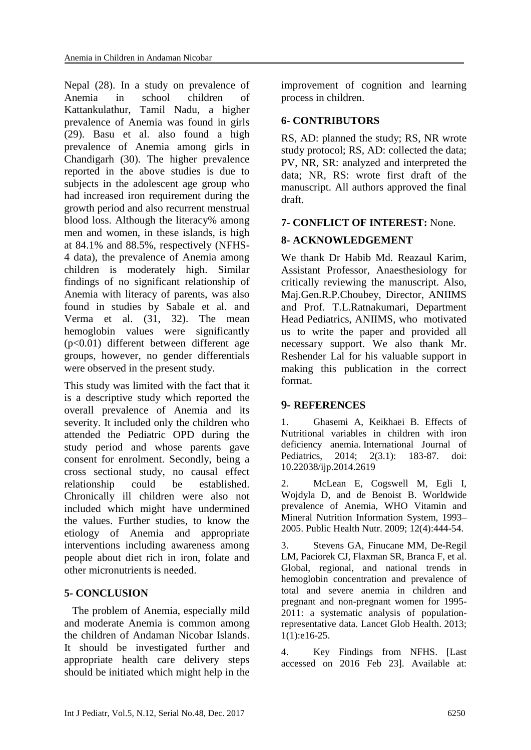Nepal (28). In a study on prevalence of Anemia in school children of Kattankulathur, Tamil Nadu, a higher prevalence of Anemia was found in girls (29). Basu et al. also found a high prevalence of Anemia among girls in Chandigarh (30). The higher prevalence reported in the above studies is due to subjects in the adolescent age group who had increased iron requirement during the growth period and also recurrent menstrual blood loss. Although the literacy% among men and women, in these islands, is high at 84.1% and 88.5%, respectively (NFHS-4 data), the prevalence of Anemia among children is moderately high. Similar findings of no significant relationship of Anemia with literacy of parents, was also found in studies by Sabale et al. and Verma et al. (31, 32). The mean hemoglobin values were significantly ($p<0.01$) different between different age groups, however, no gender differentials were observed in the present study.

This study was limited with the fact that it is a descriptive study which reported the overall prevalence of Anemia and its severity. It included only the children who attended the Pediatric OPD during the study period and whose parents gave consent for enrolment. Secondly, being a cross sectional study, no causal effect relationship could be established. Chronically ill children were also not included which might have undermined the values. Further studies, to know the etiology of Anemia and appropriate interventions including awareness among people about diet rich in iron, folate and other micronutrients is needed.

## 5- CONCLUSION

The problem of Anemia, especially mild and moderate Anemia is common among the children of Andaman Nicobar Islands. It should be investigated further and appropriate health care delivery steps should be initiated which might help in the improvement of cognition and learning process in children.

## 6- CONTRIBUTORS

RS, AD: planned the study; RS, NR wrote study protocol; RS, AD: collected the data; PV, NR, SR: analyzed and interpreted the data; NR, RS: wrote first draft of the manuscript. All authors approved the final draft.

## 7- CONFLICT OF INTEREST: None.

## 8- ACKNOWLEDGEMENT

We thank Dr Habib Md. Reazaul Karim, Assistant Professor, Anaesthesiology for critically reviewing the manuscript. Also, Maj.Gen.R.P.Choubey, Director, ANIIMS and Prof. T.L.Ratnakumari, Department Head Pediatrics, ANIIMS, who motivated us to write the paper and provided all necessary support. We also thank Mr. Reshender Lal for his valuable support in making this publication in the correct format.

## 9- REFERENCES

1. Ghasemi A, Keikhaei B. Effects of Nutritional variables in children with iron deficiency anemia. International Journal of Pediatrics, 2014; 2(3.1): 183-87. doi: 10.22038/ijp.2014.2619

2. McLean E, Cogswell M, Egli I, Wojdyla D, and de Benoist B. Worldwide prevalence of Anemia, WHO Vitamin and Mineral Nutrition Information System, 1993–2005. Public Health Nutr. 2009; 12(4):444-54.

3. Stevens GA, Finucane MM, De-Regil LM, Paciorek CJ, Flaxman SR, Branca F, et al. Global, regional, and national trends in hemoglobin concentration and prevalence of total and severe anemia in children and pregnant and non-pregnant women for 1995-2011: a systematic analysis of population-representative data. Lancet Glob Health. 2013; 1(1):e16-25.

4. Key Findings from NFHS. [Last accessed on 2016 Feb 23]. Available at: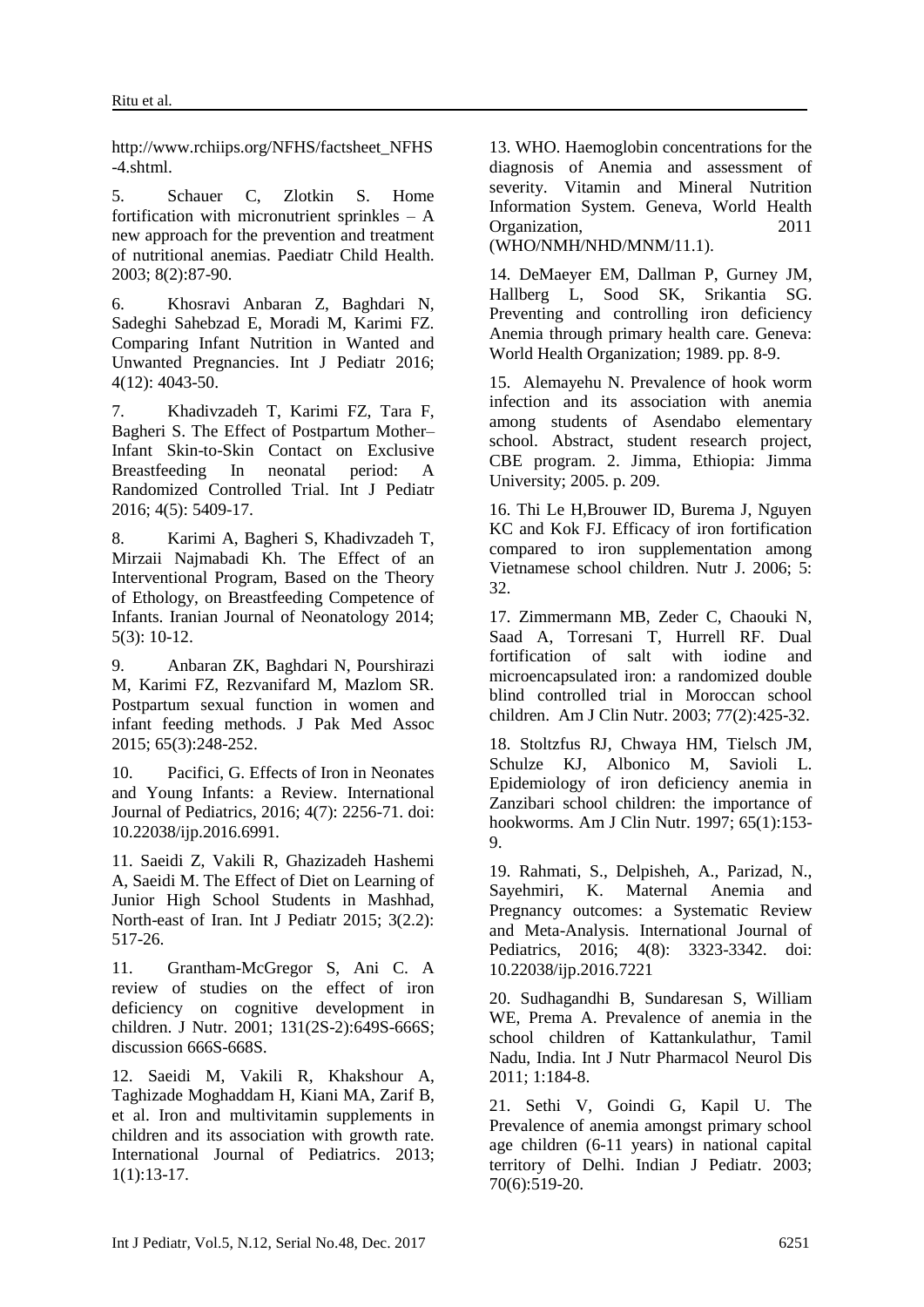http://www.rchiips.org/NFHS/factsheet_NFHS-4.shtml.

5. Schauer C, Zlotkin S. Home fortification with micronutrient sprinkles – A new approach for the prevention and treatment of nutritional anemias. Paediatr Child Health. 2003; 8(2):87-90.

6. Khosravi Anbaran Z, Baghdari N, Sadeghi Sahebzad E, Moradi M, Karimi FZ. Comparing Infant Nutrition in Wanted and Unwanted Pregnancies. Int J Pediatr 2016; 4(12): 4043-50.

7. Khadivzadeh T, Karimi FZ, Tara F, Bagheri S. The Effect of Postpartum Mother–Infant Skin-to-Skin Contact on Exclusive Breastfeeding In neonatal period: A Randomized Controlled Trial. Int J Pediatr 2016; 4(5): 5409-17.

8. Karimi A, Bagheri S, Khadivzadeh T, Mirzaii Najmabadi Kh. The Effect of an Interventional Program, Based on the Theory of Ethology, on Breastfeeding Competence of Infants. Iranian Journal of Neonatology 2014; 5(3): 10-12.

9. Anbaran ZK, Baghdari N, Pourshirazi M, Karimi FZ, Rezvanifard M, Mazlom SR. Postpartum sexual function in women and infant feeding methods. J Pak Med Assoc 2015; 65(3):248-252.

10. Pacifici, G. Effects of Iron in Neonates and Young Infants: a Review. International Journal of Pediatrics, 2016; 4(7): 2256-71. doi: 10.22038/ijp.2016.6991.

11. Saeidi Z, Vakili R, Ghazizadeh Hashemi A, Saeidi M. The Effect of Diet on Learning of Junior High School Students in Mashhad, North-east of Iran. Int J Pediatr 2015; 3(2.2): 517-26.

11. Grantham-McGregor S, Ani C. A review of studies on the effect of iron deficiency on cognitive development in children. J Nutr. 2001; 131(2S-2):649S-666S; discussion 666S-668S.

12. Saeidi M, Vakili R, Khakshour A, Taghizade Moghaddam H, Kiani MA, Zarif B, et al. Iron and multivitamin supplements in children and its association with growth rate. International Journal of Pediatrics. 2013; 1(1):13-17.

13. WHO. Haemoglobin concentrations for the diagnosis of Anemia and assessment of severity. Vitamin and Mineral Nutrition Information System. Geneva, World Health Organization, 2011 (WHO/NMH/NHD/MNM/11.1).

14. DeMaeyer EM, Dallman P, Gurney JM, Hallberg L, Sood SK, Srikantia SG. Preventing and controlling iron deficiency Anemia through primary health care. Geneva: World Health Organization; 1989. pp. 8-9.

15. Alemayehu N. Prevalence of hook worm infection and its association with anemia among students of Asendabo elementary school. Abstract, student research project, CBE program. 2. Jimma, Ethiopia: Jimma University; 2005. p. 209.

16. Thi Le H,Brouwer ID, Burema J, Nguyen KC and Kok FJ. Efficacy of iron fortification compared to iron supplementation among Vietnamese school children. Nutr J. 2006; 5: 32.

17. Zimmermann MB, Zeder C, Chaouki N, Saad A, Torresani T, Hurrell RF. Dual fortification of salt with iodine and microencapsulated iron: a randomized double blind controlled trial in Moroccan school children. Am J Clin Nutr. 2003; 77(2):425-32.

18. Stoltzfus RJ, Chwaya HM, Tielsch JM, Schulze KJ, Albonico M, Savioli L. Epidemiology of iron deficiency anemia in Zanzibari school children: the importance of hookworms. Am J Clin Nutr. 1997; 65(1):153-9.

19. Rahmati, S., Delpisheh, A., Parizad, N., Sayehmiri, K. Maternal Anemia and Pregnancy outcomes: a Systematic Review and Meta-Analysis. International Journal of Pediatrics, 2016; 4(8): 3323-3342. doi: 10.22038/ijp.2016.7221

20. Sudhagandhi B, Sundaresan S, William WE, Prema A. Prevalence of anemia in the school children of Kattankulathur, Tamil Nadu, India. Int J Nutr Pharmacol Neurol Dis 2011; 1:184-8.

21. Sethi V, Goindi G, Kapil U. The Prevalence of anemia amongst primary school age children (6-11 years) in national capital territory of Delhi. Indian J Pediatr. 2003; 70(6):519-20.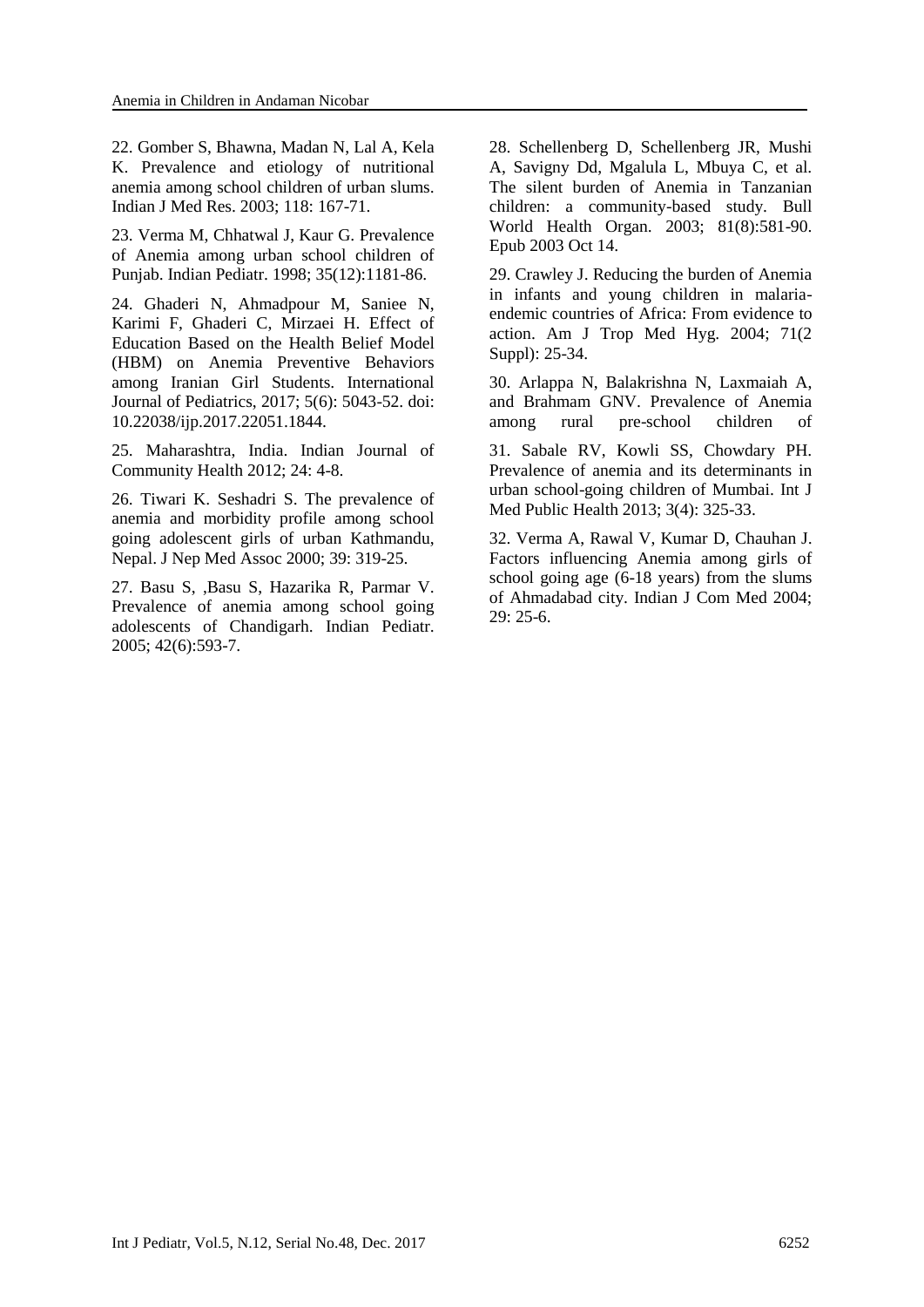22. Gomber S, Bhawna, Madan N, Lal A, Kela K. Prevalence and etiology of nutritional anemia among school children of urban slums. Indian J Med Res. 2003; 118: 167-71.

23. Verma M, Chhatwal J, Kaur G. Prevalence of Anemia among urban school children of Punjab. Indian Pediatr. 1998; 35(12):1181-86.

24. Ghaderi N, Ahmadpour M, Saniee N, Karimi F, Ghaderi C, Mirzaei H. Effect of Education Based on the Health Belief Model (HBM) on Anemia Preventive Behaviors among Iranian Girl Students. International Journal of Pediatrics, 2017; 5(6): 5043-52. doi: 10.22038/ijp.2017.22051.1844.

25. Maharashtra, India. Indian Journal of Community Health 2012; 24: 4-8.

26. Tiwari K. Seshadri S. The prevalence of anemia and morbidity profile among school going adolescent girls of urban Kathmandu, Nepal. J Nep Med Assoc 2000; 39: 319-25.

27. Basu S, ,Basu S, Hazarika R, Parmar V. Prevalence of anemia among school going adolescents of Chandigarh. Indian Pediatr. 2005; 42(6):593-7.

28. Schellenberg D, Schellenberg JR, Mushi A, Savigny Dd, Mgalula L, Mbuya C, et al. The silent burden of Anemia in Tanzanian children: a community-based study. Bull World Health Organ. 2003; 81(8):581-90. Epub 2003 Oct 14.

29. Crawley J. Reducing the burden of Anemia in infants and young children in malaria-endemic countries of Africa: From evidence to action. Am J Trop Med Hyg. 2004; 71(2 Suppl): 25-34.

30. Arlappa N, Balakrishna N, Laxmaiah A, and Brahmam GNV. Prevalence of Anemia among rural pre-school children of

31. Sabale RV, Kowli SS, Chowdary PH. Prevalence of anemia and its determinants in urban school-going children of Mumbai. Int J Med Public Health 2013; 3(4): 325-33.

32. Verma A, Rawal V, Kumar D, Chauhan J. Factors influencing Anemia among girls of school going age (6-18 years) from the slums of Ahmadabad city. Indian J Com Med 2004; 29: 25-6.